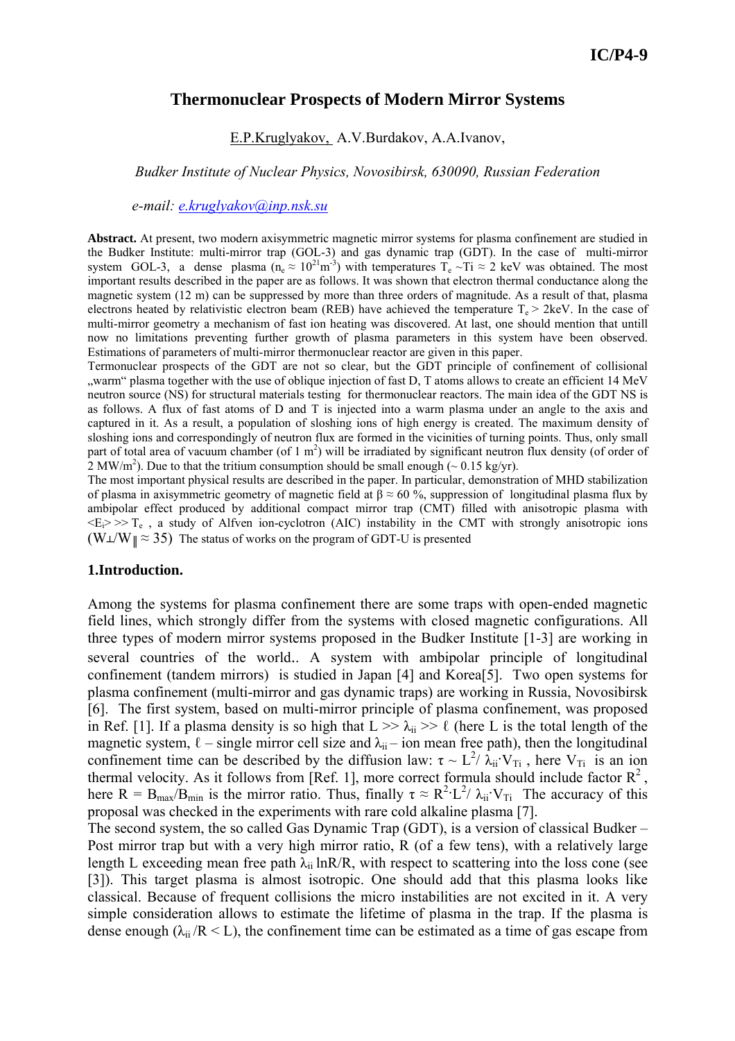# Thermonuclear Prospects of Modern Mirror Systems

E.P.Kruglyakov, A.V.Burdakov, A.A.Ivanov,

*Budker Institute of Nuclear Physics, Novosibirsk, 630090, Russian Federation*

*e-mail: e.kruglyakov@inp.nsk.su*

**Abstract.** At present, two modern axisymmetric magnetic mirror systems for plasma confinement are studied in the Budker Institute: multi-mirror trap (GOL-3) and gas dynamic trap (GDT). In the case of multi-mirror system GOL-3, a dense plasma ($n_e \approx 10^{21} m^{-3}$) with temperatures $T_e \sim Ti \approx 2$ keV was obtained. The most important results described in the paper are as follows. It was shown that electron thermal conductance along the magnetic system (12 m) can be suppressed by more than three orders of magnitude. As a result of that, plasma electrons heated by relativistic electron beam (REB) have achieved the temperature $T_e > 2$keV. In the case of multi-mirror geometry a mechanism of fast ion heating was discovered. At last, one should mention that untill now no limitations preventing further growth of plasma parameters in this system have been observed. Estimations of parameters of multi-mirror thermonuclear reactor are given in this paper.
Termonuclear prospects of the GDT are not so clear, but the GDT principle of confinement of collisional „warm" plasma together with the use of oblique injection of fast D, T atoms allows to create an efficient 14 MeV neutron source (NS) for structural materials testing for thermonuclear reactors. The main idea of the GDT NS is as follows. A flux of fast atoms of D and T is injected into a warm plasma under an angle to the axis and captured in it. As a result, a population of sloshing ions of high energy is created. The maximum density of sloshing ions and correspondingly of neutron flux are formed in the vicinities of turning points. Thus, only small part of total area of vacuum chamber (of 1 $m^2$) will be irradiated by significant neutron flux density (of order of 2 MW/$m^2$). Due to that the tritium consumption should be small enough (~ 0.15 kg/yr).
The most important physical results are described in the paper. In particular, demonstration of MHD stabilization of plasma in axisymmetric geometry of magnetic field at $\beta \approx 60$ %, suppression of longitudinal plasma flux by ambipolar effect produced by additional compact mirror trap (CMT) filled with anisotropic plasma with $<E_i> \gg T_e$ , a study of Alfven ion-cyclotron (AIC) instability in the CMT with strongly anisotropic ions ($W_\perp/W_\| \approx 35$) The status of works on the program of GDT-U is presented

## 1.Introduction.

Among the systems for plasma confinement there are some traps with open-ended magnetic field lines, which strongly differ from the systems with closed magnetic configurations. All three types of modern mirror systems proposed in the Budker Institute [1-3] are working in several countries of the world.. A system with ambipolar principle of longitudinal confinement (tandem mirrors) is studied in Japan [4] and Korea[5]. Two open systems for plasma confinement (multi-mirror and gas dynamic traps) are working in Russia, Novosibirsk [6]. The first system, based on multi-mirror principle of plasma confinement, was proposed in Ref. [1]. If a plasma density is so high that $L \gg \lambda_{ii} \gg \ell$ (here L is the total length of the magnetic system, $\ell$ – single mirror cell size and $\lambda_{ii}$ – ion mean free path), then the longitudinal confinement time can be described by the diffusion law: $\tau \sim L^2/ \lambda_{ii} \cdot V_{Ti}$ , here $V_{Ti}$ is an ion thermal velocity. As it follows from [Ref. 1], more correct formula should include factor $R^2$ , here $R = B_{max}/B_{min}$ is the mirror ratio. Thus, finally $\tau \approx R^2 \cdot L^2/ \lambda_{ii} \cdot V_{Ti}$ The accuracy of this proposal was checked in the experiments with rare cold alkaline plasma [7].
The second system, the so called Gas Dynamic Trap (GDT), is a version of classical Budker – Post mirror trap but with a very high mirror ratio, R (of a few tens), with a relatively large length L exceeding mean free path $\lambda_{ii}$ lnR/R, with respect to scattering into the loss cone (see [3]). This target plasma is almost isotropic. One should add that this plasma looks like classical. Because of frequent collisions the micro instabilities are not excited in it. A very simple consideration allows to estimate the lifetime of plasma in the trap. If the plasma is dense enough ($\lambda_{ii}/R < L$), the confinement time can be estimated as a time of gas escape from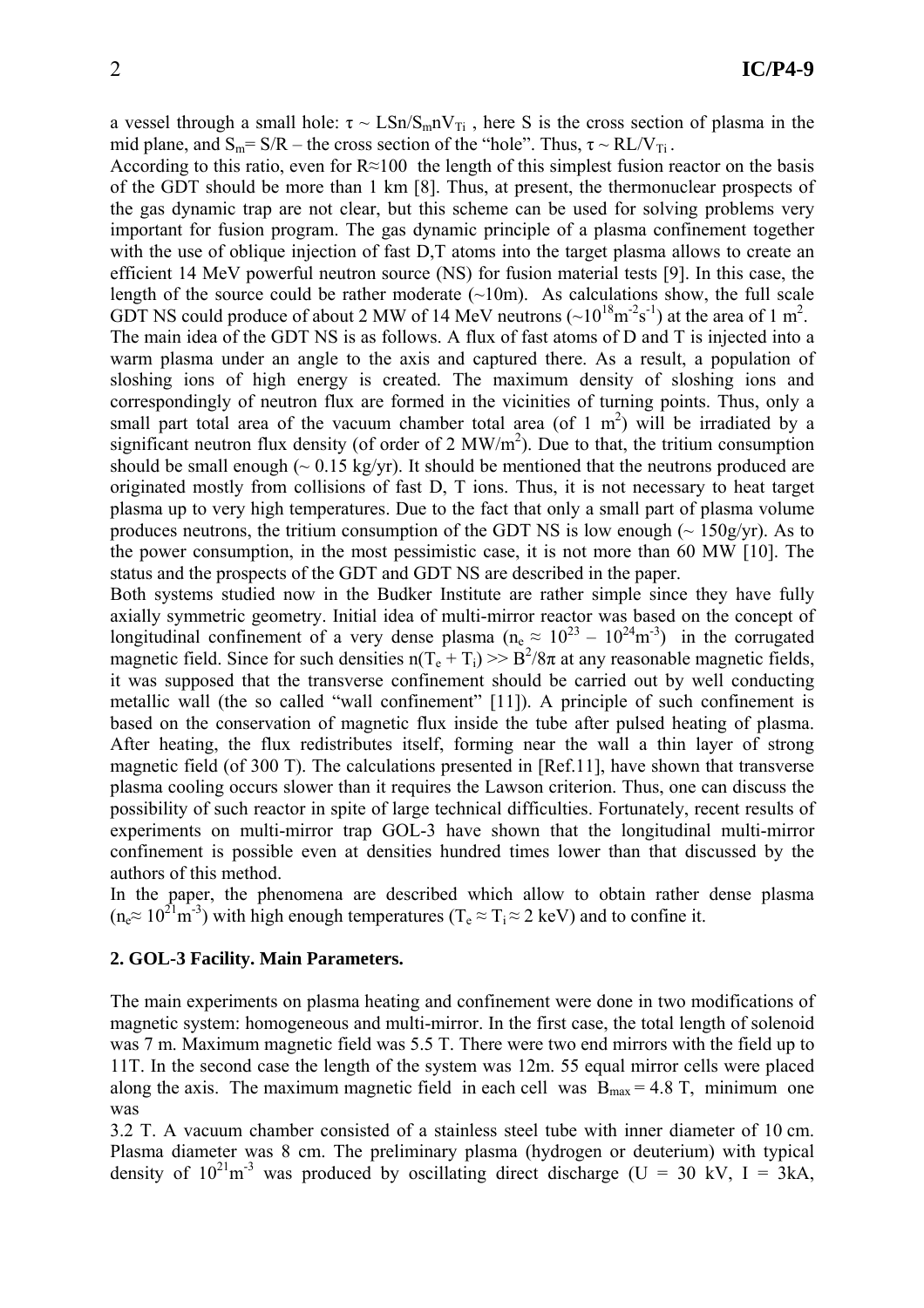a vessel through a small hole: $\tau \sim LSn/S_m nV_{Ti}$ , here S is the cross section of plasma in the mid plane, and $S_m = S/R$ – the cross section of the "hole". Thus, $\tau \sim RL/V_{Ti}$ .

According to this ratio, even for R≈100 the length of this simplest fusion reactor on the basis of the GDT should be more than 1 km [8]. Thus, at present, the thermonuclear prospects of the gas dynamic trap are not clear, but this scheme can be used for solving problems very important for fusion program. The gas dynamic principle of a plasma confinement together with the use of oblique injection of fast D,T atoms into the target plasma allows to create an efficient 14 MeV powerful neutron source (NS) for fusion material tests [9]. In this case, the length of the source could be rather moderate (~10m). As calculations show, the full scale GDT NS could produce of about 2 MW of 14 MeV neutrons ($\sim 10^{18} m^{-2}s^{-1}$) at the area of 1 $m^2$.

The main idea of the GDT NS is as follows. A flux of fast atoms of D and T is injected into a warm plasma under an angle to the axis and captured there. As a result, a population of sloshing ions of high energy is created. The maximum density of sloshing ions and correspondingly of neutron flux are formed in the vicinities of turning points. Thus, only a small part total area of the vacuum chamber total area (of 1 $m^2$) will be irradiated by a significant neutron flux density (of order of 2 $MW/m^2$). Due to that, the tritium consumption should be small enough (~ 0.15 kg/yr). It should be mentioned that the neutrons produced are originated mostly from collisions of fast D, T ions. Thus, it is not necessary to heat target plasma up to very high temperatures. Due to the fact that only a small part of plasma volume produces neutrons, the tritium consumption of the GDT NS is low enough (~ 150g/yr). As to the power consumption, in the most pessimistic case, it is not more than 60 MW [10]. The status and the prospects of the GDT and GDT NS are described in the paper.

Both systems studied now in the Budker Institute are rather simple since they have fully axially symmetric geometry. Initial idea of multi-mirror reactor was based on the concept of longitudinal confinement of a very dense plasma ($n_e \approx 10^{23} - 10^{24} m^{-3}$) in the corrugated magnetic field. Since for such densities $n(T_e + T_i) >> B^2/8\pi$ at any reasonable magnetic fields, it was supposed that the transverse confinement should be carried out by well conducting metallic wall (the so called "wall confinement" [11]). A principle of such confinement is based on the conservation of magnetic flux inside the tube after pulsed heating of plasma. After heating, the flux redistributes itself, forming near the wall a thin layer of strong magnetic field (of 300 T). The calculations presented in [Ref.11], have shown that transverse plasma cooling occurs slower than it requires the Lawson criterion. Thus, one can discuss the possibility of such reactor in spite of large technical difficulties. Fortunately, recent results of experiments on multi-mirror trap GOL-3 have shown that the longitudinal multi-mirror confinement is possible even at densities hundred times lower than that discussed by the authors of this method.

In the paper, the phenomena are described which allow to obtain rather dense plasma ($n_e \approx 10^{21} m^{-3}$) with high enough temperatures ($T_e \approx T_i \approx 2$ keV) and to confine it.

## 2. GOL-3 Facility. Main Parameters.

The main experiments on plasma heating and confinement were done in two modifications of magnetic system: homogeneous and multi-mirror. In the first case, the total length of solenoid was 7 m. Maximum magnetic field was 5.5 T. There were two end mirrors with the field up to 11T. In the second case the length of the system was 12m. 55 equal mirror cells were placed along the axis. The maximum magnetic field in each cell was $B_{max} = 4.8$ T, minimum one was 3.2 T. A vacuum chamber consisted of a stainless steel tube with inner diameter of 10 cm. Plasma diameter was 8 cm. The preliminary plasma (hydrogen or deuterium) with typical density of $10^{21} m^{-3}$ was produced by oscillating direct discharge (U = 30 kV, I = 3kA,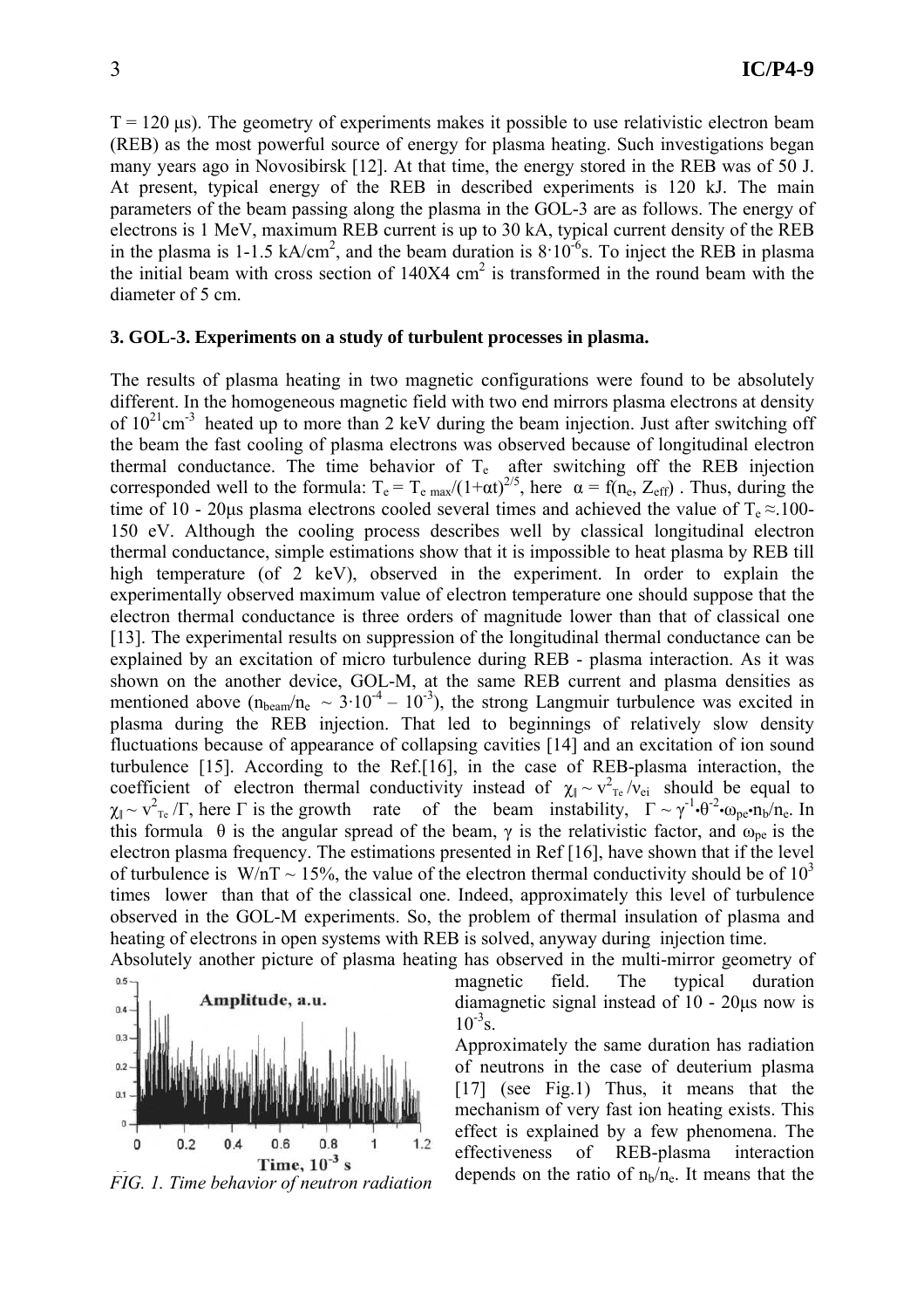T = 120 μs). The geometry of experiments makes it possible to use relativistic electron beam (REB) as the most powerful source of energy for plasma heating. Such investigations began many years ago in Novosibirsk [12]. At that time, the energy stored in the REB was of 50 J. At present, typical energy of the REB in described experiments is 120 kJ. The main parameters of the beam passing along the plasma in the GOL-3 are as follows. The energy of electrons is 1 MeV, maximum REB current is up to 30 kA, typical current density of the REB in the plasma is 1-1.5 kA/cm$^2$, and the beam duration is $8 \cdot 10^{-6}$s. To inject the REB in plasma the initial beam with cross section of 140X4 cm$^2$ is transformed in the round beam with the diameter of 5 cm.

### 3. GOL-3. Experiments on a study of turbulent processes in plasma.

The results of plasma heating in two magnetic configurations were found to be absolutely different. In the homogeneous magnetic field with two end mirrors plasma electrons at density of $10^{21}$cm$^{-3}$ heated up to more than 2 keV during the beam injection. Just after switching off the beam the fast cooling of plasma electrons was observed because of longitudinal electron thermal conductance. The time behavior of $T_e$ after switching off the REB injection corresponded well to the formula: $T_e = T_{e\ max}/(1+\alpha t)^{2/5}$, here $\alpha = f(n_e, Z_{eff})$ . Thus, during the time of 10 - 20μs plasma electrons cooled several times and achieved the value of $T_e \approx$.100-150 eV. Although the cooling process describes well by classical longitudinal electron thermal conductance, simple estimations show that it is impossible to heat plasma by REB till high temperature (of 2 keV), observed in the experiment. In order to explain the experimentally observed maximum value of electron temperature one should suppose that the electron thermal conductance is three orders of magnitude lower than that of classical one [13]. The experimental results on suppression of the longitudinal thermal conductance can be explained by an excitation of micro turbulence during REB - plasma interaction. As it was shown on the another device, GOL-M, at the same REB current and plasma densities as mentioned above ($n_{beam}/n_e \sim 3 \cdot 10^{-4} - 10^{-3}$), the strong Langmuir turbulence was excited in plasma during the REB injection. That led to beginnings of relatively slow density fluctuations because of appearance of collapsing cavities [14] and an excitation of ion sound turbulence [15]. According to the Ref.[16], in the case of REB-plasma interaction, the coefficient of electron thermal conductivity instead of $\chi_\| \sim v^2_{Te}/\nu_{ei}$ should be equal to $\chi_\| \sim v^2_{Te}/\Gamma$, here $\Gamma$ is the growth rate of the beam instability, $\Gamma \sim \gamma^{-1} \cdot \theta^{-2} \cdot \omega_{pe} \cdot n_b/n_e$. In this formula $\theta$ is the angular spread of the beam, $\gamma$ is the relativistic factor, and $\omega_{pe}$ is the electron plasma frequency. The estimations presented in Ref [16], have shown that if the level of turbulence is $W/nT \sim 15\%$, the value of the electron thermal conductivity should be of $10^3$ times lower than that of the classical one. Indeed, approximately this level of turbulence observed in the GOL-M experiments. So, the problem of thermal insulation of plasma and heating of electrons in open systems with REB is solved, anyway during injection time.

Absolutely another picture of plasma heating has observed in the multi-mirror geometry of magnetic field. The typical duration diamagnetic signal instead of 10 - 20μs now is $10^{-3}$s.

Approximately the same duration has radiation of neutrons in the case of deuterium plasma [17] (see Fig.1) Thus, it means that the mechanism of very fast ion heating exists. This effect is explained by a few phenomena. The effectiveness of REB-plasma interaction depends on the ratio of $n_b/n_e$. It means that the

*FIG. 1. Time behavior of neutron radiation*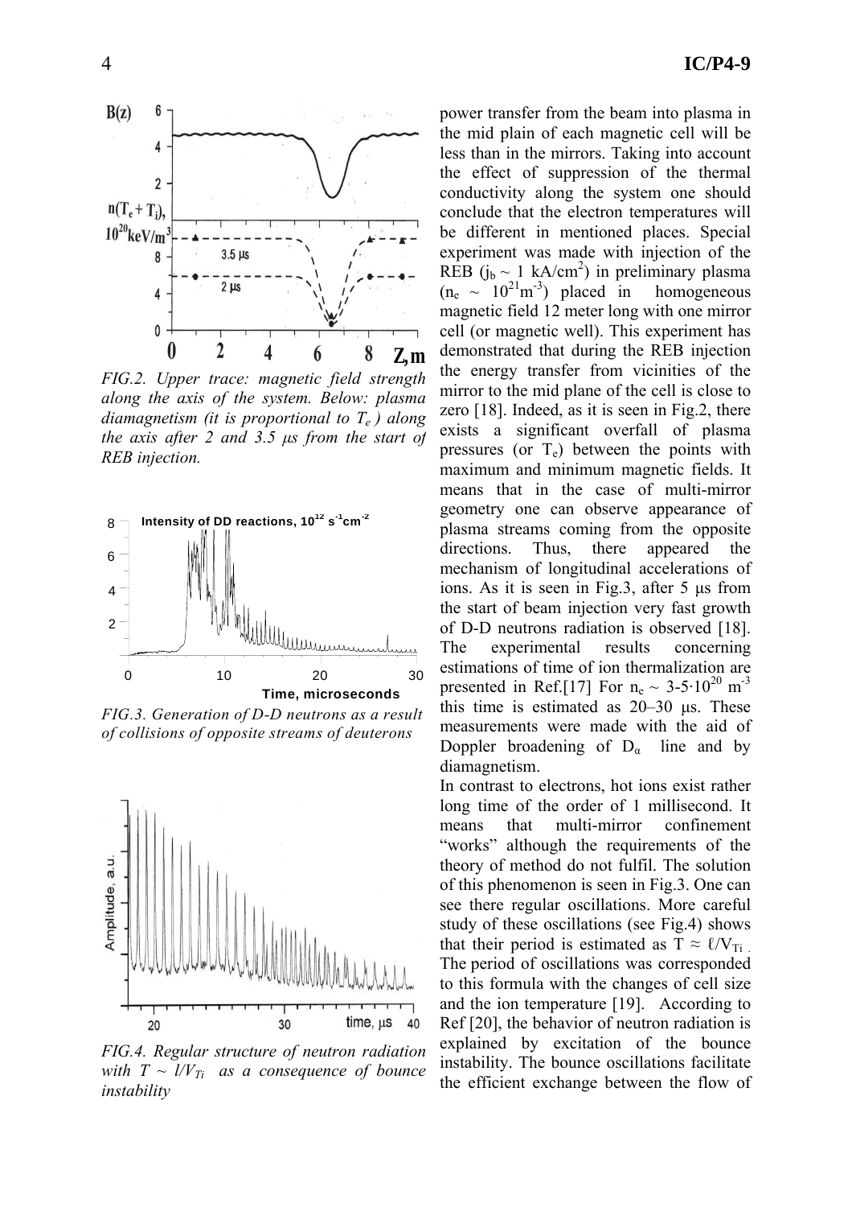*FIG.2. Upper trace: magnetic field strength along the axis of the system. Below: plasma diamagnetism (it is proportional to $T_e$) along the axis after 2 and 3.5 μs from the start of REB injection.*

*FIG.3. Generation of D-D neutrons as a result of collisions of opposite streams of deuterons*

*FIG.4. Regular structure of neutron radiation with $T \sim l/V_{Ti}$ as a consequence of bounce instability*

power transfer from the beam into plasma in the mid plain of each magnetic cell will be less than in the mirrors. Taking into account the effect of suppression of the thermal conductivity along the system one should conclude that the electron temperatures will be different in mentioned places. Special experiment was made with injection of the REB ($j_b \sim 1$ kA/cm$^2$) in preliminary plasma ($n_e \sim 10^{21}$m$^{-3}$) placed in homogeneous magnetic field 12 meter long with one mirror cell (or magnetic well). This experiment has demonstrated that during the REB injection the energy transfer from vicinities of the mirror to the mid plane of the cell is close to zero [18]. Indeed, as it is seen in Fig.2, there exists a significant overfall of plasma pressures (or $T_e$) between the points with maximum and minimum magnetic fields. It means that in the case of multi-mirror geometry one can observe appearance of plasma streams coming from the opposite directions. Thus, there appeared the mechanism of longitudinal accelerations of ions. As it is seen in Fig.3, after 5 μs from the start of beam injection very fast growth of D-D neutrons radiation is observed [18]. The experimental results concerning estimations of time of ion thermalization are presented in Ref.[17] For $n_e \sim 3\text{-}5\cdot10^{20}$ m$^{-3}$ this time is estimated as 20–30 μs. These measurements were made with the aid of Doppler broadening of $D_\alpha$ line and by diamagnetism.

In contrast to electrons, hot ions exist rather long time of the order of 1 millisecond. It means that multi-mirror confinement "works" although the requirements of the theory of method do not fulfil. The solution of this phenomenon is seen in Fig.3. One can see there regular oscillations. More careful study of these oscillations (see Fig.4) shows that their period is estimated as $T \approx \ell/V_{Ti}$ . The period of oscillations was corresponded to this formula with the changes of cell size and the ion temperature [19]. According to Ref [20], the behavior of neutron radiation is explained by excitation of the bounce instability. The bounce oscillations facilitate the efficient exchange between the flow of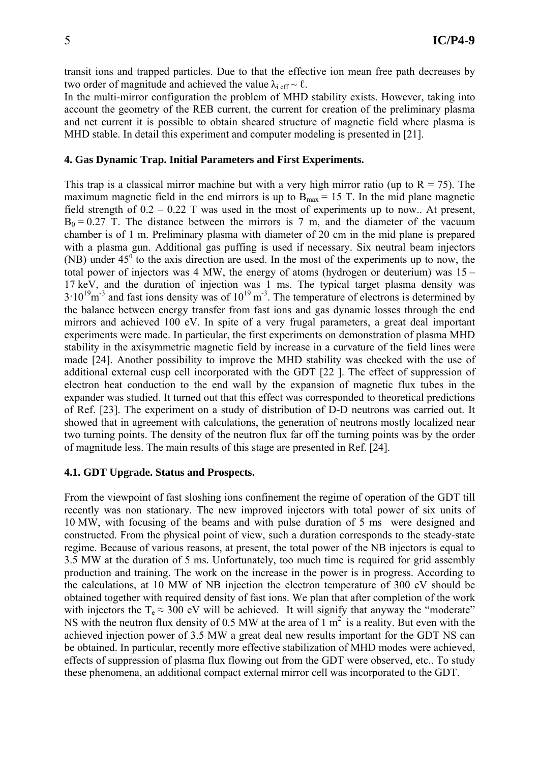transit ions and trapped particles. Due to that the effective ion mean free path decreases by two order of magnitude and achieved the value $\lambda_{i\,eff} \sim \ell$.

In the multi-mirror configuration the problem of MHD stability exists. However, taking into account the geometry of the REB current, the current for creation of the preliminary plasma and net current it is possible to obtain sheared structure of magnetic field where plasma is MHD stable. In detail this experiment and computer modeling is presented in [21].

#### 4. Gas Dynamic Trap. Initial Parameters and First Experiments.

This trap is a classical mirror machine but with a very high mirror ratio (up to $R = 75$). The maximum magnetic field in the end mirrors is up to $B_{max} = 15$ T. In the mid plane magnetic field strength of 0.2 – 0.22 T was used in the most of experiments up to now.. At present, $B_0 = 0.27$ T. The distance between the mirrors is 7 m, and the diameter of the vacuum chamber is of 1 m. Preliminary plasma with diameter of 20 cm in the mid plane is prepared with a plasma gun. Additional gas puffing is used if necessary. Six neutral beam injectors (NB) under $45^0$ to the axis direction are used. In the most of the experiments up to now, the total power of injectors was 4 MW, the energy of atoms (hydrogen or deuterium) was 15 – 17 keV, and the duration of injection was 1 ms. The typical target plasma density was $3{\cdot}10^{19}\text{m}^{-3}$ and fast ions density was of $10^{19}\,\text{m}^{-3}$. The temperature of electrons is determined by the balance between energy transfer from fast ions and gas dynamic losses through the end mirrors and achieved 100 eV. In spite of a very frugal parameters, a great deal important experiments were made. In particular, the first experiments on demonstration of plasma MHD stability in the axisymmetric magnetic field by increase in a curvature of the field lines were made [24]. Another possibility to improve the MHD stability was checked with the use of additional external cusp cell incorporated with the GDT [22 ]. The effect of suppression of electron heat conduction to the end wall by the expansion of magnetic flux tubes in the expander was studied. It turned out that this effect was corresponded to theoretical predictions of Ref. [23]. The experiment on a study of distribution of D-D neutrons was carried out. It showed that in agreement with calculations, the generation of neutrons mostly localized near two turning points. The density of the neutron flux far off the turning points was by the order of magnitude less. The main results of this stage are presented in Ref. [24].

#### 4.1. GDT Upgrade. Status and Prospects.

From the viewpoint of fast sloshing ions confinement the regime of operation of the GDT till recently was non stationary. The new improved injectors with total power of six units of 10 MW, with focusing of the beams and with pulse duration of 5 ms were designed and constructed. From the physical point of view, such a duration corresponds to the steady-state regime. Because of various reasons, at present, the total power of the NB injectors is equal to 3.5 MW at the duration of 5 ms. Unfortunately, too much time is required for grid assembly production and training. The work on the increase in the power is in progress. According to the calculations, at 10 MW of NB injection the electron temperature of 300 eV should be obtained together with required density of fast ions. We plan that after completion of the work with injectors the $T_e \approx 300$ eV will be achieved. It will signify that anyway the "moderate" NS with the neutron flux density of 0.5 MW at the area of 1 $\text{m}^2$ is a reality. But even with the achieved injection power of 3.5 MW a great deal new results important for the GDT NS can be obtained. In particular, recently more effective stabilization of MHD modes were achieved, effects of suppression of plasma flux flowing out from the GDT were observed, etc.. To study these phenomena, an additional compact external mirror cell was incorporated to the GDT.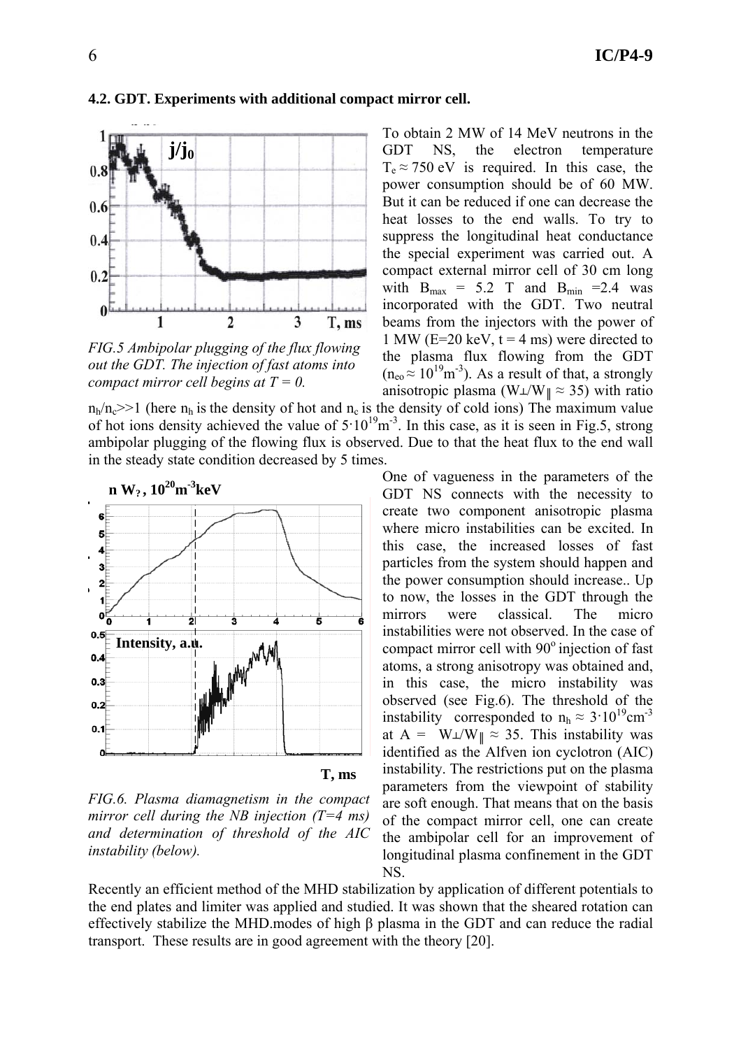### 4.2. GDT. Experiments with additional compact mirror cell.

*FIG.5 Ambipolar plugging of the flux flowing out the GDT. The injection of fast atoms into compact mirror cell begins at T = 0.*

To obtain 2 MW of 14 MeV neutrons in the GDT NS, the electron temperature $T_e \approx 750$ eV is required. In this case, the power consumption should be of 60 MW. But it can be reduced if one can decrease the heat losses to the end walls. To try to suppress the longitudinal heat conductance the special experiment was carried out. A compact external mirror cell of 30 cm long with $B_{max}$ = 5.2 T and $B_{min}$ =2.4 was incorporated with the GDT. Two neutral beams from the injectors with the power of 1 MW (E=20 keV, t = 4 ms) were directed to the plasma flux flowing from the GDT ($n_{eo} \approx 10^{19}$m$^{-3}$). As a result of that, a strongly anisotropic plasma ($W_{\perp}/W_{\parallel} \approx 35$) with ratio $n_h/n_c$>>1 (here $n_h$ is the density of hot and $n_c$ is the density of cold ions) The maximum value of hot ions density achieved the value of $5{\cdot}10^{19}$m$^{-3}$. In this case, as it is seen in Fig.5, strong ambipolar plugging of the flowing flux is observed. Due to that the heat flux to the end wall in the steady state condition decreased by 5 times.

*FIG.6. Plasma diamagnetism in the compact mirror cell during the NB injection (T=4 ms) and determination of threshold of the AIC instability (below).*

One of vagueness in the parameters of the GDT NS connects with the necessity to create two component anisotropic plasma where micro instabilities can be excited. In this case, the increased losses of fast particles from the system should happen and the power consumption should increase.. Up to now, the losses in the GDT through the mirrors were classical. The micro instabilities were not observed. In the case of compact mirror cell with 90° injection of fast atoms, a strong anisotropy was obtained and, in this case, the micro instability was observed (see Fig.6). The threshold of the instability corresponded to $n_h \approx 3{\cdot}10^{19}$cm$^{-3}$ at A = $W_{\perp}/W_{\parallel} \approx 35$. This instability was identified as the Alfven ion cyclotron (AIC) instability. The restrictions put on the plasma parameters from the viewpoint of stability are soft enough. That means that on the basis of the compact mirror cell, one can create the ambipolar cell for an improvement of longitudinal plasma confinement in the GDT NS.

Recently an efficient method of the MHD stabilization by application of different potentials to the end plates and limiter was applied and studied. It was shown that the sheared rotation can effectively stabilize the MHD.modes of high β plasma in the GDT and can reduce the radial transport. These results are in good agreement with the theory [20].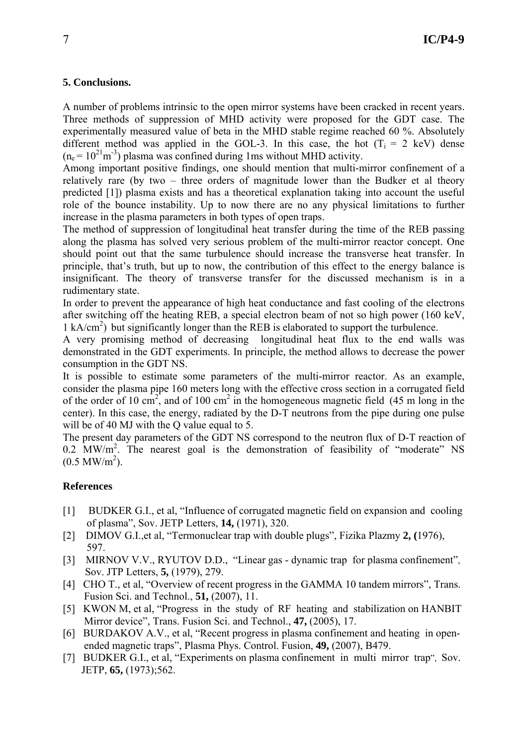### 5. Conclusions.

A number of problems intrinsic to the open mirror systems have been cracked in recent years. Three methods of suppression of MHD activity were proposed for the GDT case. The experimentally measured value of beta in the MHD stable regime reached 60 %. Absolutely different method was applied in the GOL-3. In this case, the hot ($T_i$ = 2 keV) dense ($n_e = 10^{21} m^{-3}$) plasma was confined during 1ms without MHD activity.

Among important positive findings, one should mention that multi-mirror confinement of a relatively rare (by two – three orders of magnitude lower than the Budker et al theory predicted [1]) plasma exists and has a theoretical explanation taking into account the useful role of the bounce instability. Up to now there are no any physical limitations to further increase in the plasma parameters in both types of open traps.

The method of suppression of longitudinal heat transfer during the time of the REB passing along the plasma has solved very serious problem of the multi-mirror reactor concept. One should point out that the same turbulence should increase the transverse heat transfer. In principle, that's truth, but up to now, the contribution of this effect to the energy balance is insignificant. The theory of transverse transfer for the discussed mechanism is in a rudimentary state.

In order to prevent the appearance of high heat conductance and fast cooling of the electrons after switching off the heating REB, a special electron beam of not so high power (160 keV, 1 kA/cm$^2$) but significantly longer than the REB is elaborated to support the turbulence.

A very promising method of decreasing longitudinal heat flux to the end walls was demonstrated in the GDT experiments. In principle, the method allows to decrease the power consumption in the GDT NS.

It is possible to estimate some parameters of the multi-mirror reactor. As an example, consider the plasma pipe 160 meters long with the effective cross section in a corrugated field of the order of 10 cm$^2$, and of 100 cm$^2$ in the homogeneous magnetic field (45 m long in the center). In this case, the energy, radiated by the D-T neutrons from the pipe during one pulse will be of 40 MJ with the Q value equal to 5.

The present day parameters of the GDT NS correspond to the neutron flux of D-T reaction of 0.2 MW/m$^2$. The nearest goal is the demonstration of feasibility of "moderate" NS (0.5 MW/m$^2$).

### References

[1] BUDKER G.I., et al, "Influence of corrugated magnetic field on expansion and cooling of plasma", Sov. JETP Letters, **14,** (1971), 320.

[2] DIMOV G.I.,et al, "Termonuclear trap with double plugs", Fizika Plazmy **2, (**1976), 597.

[3] MIRNOV V.V., RYUTOV D.D., "Linear gas - dynamic trap for plasma confinement", Sov. JTP Letters, **5,** (1979), 279.

[4] CHO T., et al, "Overview of recent progress in the GAMMA 10 tandem mirrors", Trans. Fusion Sci. and Technol., **51,** (2007), 11.

[5] KWON M, et al, "Progress in the study of RF heating and stabilization on HANBIT Mirror device", Trans. Fusion Sci. and Technol., **47,** (2005), 17.

[6] BURDAKOV A.V., et al, "Recent progress in plasma confinement and heating in open-ended magnetic traps", Plasma Phys. Control. Fusion, **49,** (2007), B479.

[7] BUDKER G.I., et al, "Experiments on plasma confinement in multi mirror trap", Sov. JETP, **65,** (1973);562.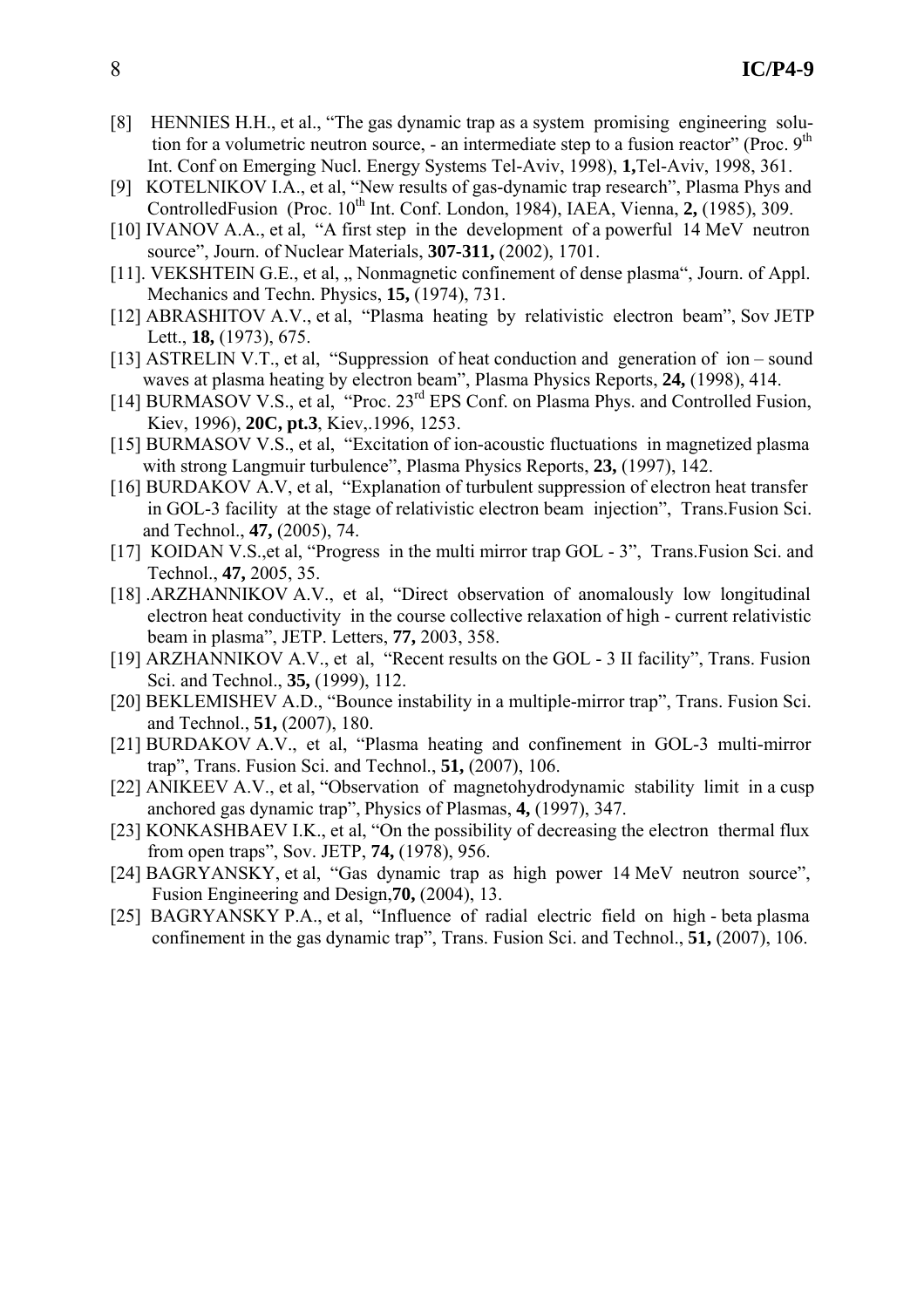[8] HENNIES H.H., et al., "The gas dynamic trap as a system promising engineering solution for a volumetric neutron source, - an intermediate step to a fusion reactor" (Proc. 9th Int. Conf on Emerging Nucl. Energy Systems Tel-Aviv, 1998), **1,**Tel-Aviv, 1998, 361.

[9] KOTELNIKOV I.A., et al, "New results of gas-dynamic trap research", Plasma Phys and ControlledFusion (Proc. 10th Int. Conf. London, 1984), IAEA, Vienna, **2,** (1985), 309.

[10] IVANOV A.A., et al, "A first step in the development of a powerful 14 MeV neutron source", Journ. of Nuclear Materials, **307-311,** (2002), 1701.

[11]. VEKSHTEIN G.E., et al, „ Nonmagnetic confinement of dense plasma", Journ. of Appl. Mechanics and Techn. Physics, **15,** (1974), 731.

[12] ABRASHITOV A.V., et al, "Plasma heating by relativistic electron beam", Sov JETP Lett., **18,** (1973), 675.

[13] ASTRELIN V.T., et al, "Suppression of heat conduction and generation of ion – sound waves at plasma heating by electron beam", Plasma Physics Reports, **24,** (1998), 414.

[14] BURMASOV V.S., et al, "Proc. 23rd EPS Conf. on Plasma Phys. and Controlled Fusion, Kiev, 1996), **20C, pt.3**, Kiev,.1996, 1253.

[15] BURMASOV V.S., et al, "Excitation of ion-acoustic fluctuations in magnetized plasma with strong Langmuir turbulence", Plasma Physics Reports, **23,** (1997), 142.

[16] BURDAKOV A.V, et al, "Explanation of turbulent suppression of electron heat transfer in GOL-3 facility at the stage of relativistic electron beam injection", Trans.Fusion Sci. and Technol., **47,** (2005), 74.

[17] KOIDAN V.S.,et al, "Progress in the multi mirror trap GOL - 3", Trans.Fusion Sci. and Technol., **47,** 2005, 35.

[18] .ARZHANNIKOV A.V., et al, "Direct observation of anomalously low longitudinal electron heat conductivity in the course collective relaxation of high - current relativistic beam in plasma", JETP. Letters, **77,** 2003, 358.

[19] ARZHANNIKOV A.V., et al, "Recent results on the GOL - 3 II facility", Trans. Fusion Sci. and Technol., **35,** (1999), 112.

[20] BEKLEMISHEV A.D., "Bounce instability in a multiple-mirror trap", Trans. Fusion Sci. and Technol., **51,** (2007), 180.

[21] BURDAKOV A.V., et al, "Plasma heating and confinement in GOL-3 multi-mirror trap", Trans. Fusion Sci. and Technol., **51,** (2007), 106.

[22] ANIKEEV A.V., et al, "Observation of magnetohydrodynamic stability limit in a cusp anchored gas dynamic trap", Physics of Plasmas, **4,** (1997), 347.

[23] KONKASHBAEV I.K., et al, "On the possibility of decreasing the electron thermal flux from open traps", Sov. JETP, **74,** (1978), 956.

[24] BAGRYANSKY, et al, "Gas dynamic trap as high power 14 MeV neutron source", Fusion Engineering and Design,**70,** (2004), 13.

[25] BAGRYANSKY P.A., et al, "Influence of radial electric field on high - beta plasma confinement in the gas dynamic trap", Trans. Fusion Sci. and Technol., **51,** (2007), 106.